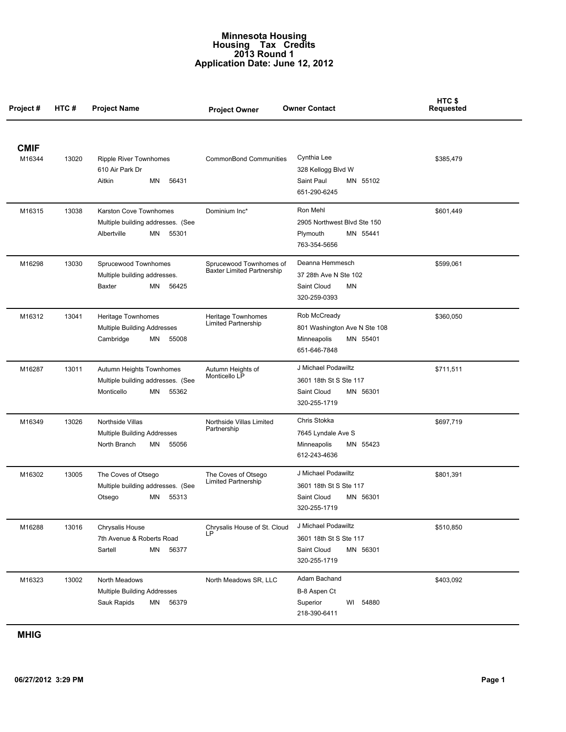# Minnesota Housing
# Housing Tax Credits
# 2013 Round 1
# Application Date: June 12, 2012

| Project # | HTC # | Project Name | Project Owner | Owner Contact | HTC $ Requested |
|---|---|---|---|---|---|
| **CMIF** | | | | | |
| M16344 | 13020 | Ripple River Townhomes<br>610 Air Park Dr<br>Aitkin MN 56431 | CommonBond Communities | Cynthia Lee<br>328 Kellogg Blvd W<br>Saint Paul MN 55102<br>651-290-6245 | $385,479 |
| M16315 | 13038 | Karston Cove Townhomes<br>Multiple building addresses. (See<br>Albertville MN 55301 | Dominium Inc* | Ron Mehl<br>2905 Northwest Blvd Ste 150<br>Plymouth MN 55441<br>763-354-5656 | $601,449 |
| M16298 | 13030 | Sprucewood Townhomes<br>Multiple building addresses.<br>Baxter MN 56425 | Sprucewood Townhomes of Baxter Limited Partnership | Deanna Hemmesch<br>37 28th Ave N Ste 102<br>Saint Cloud MN<br>320-259-0393 | $599,061 |
| M16312 | 13041 | Heritage Townhomes<br>Multiple Building Addresses<br>Cambridge MN 55008 | Heritage Townhomes Limited Partnership | Rob McCready<br>801 Washington Ave N Ste 108<br>Minneapolis MN 55401<br>651-646-7848 | $360,050 |
| M16287 | 13011 | Autumn Heights Townhomes<br>Multiple building addresses. (See<br>Monticello MN 55362 | Autumn Heights of Monticello LP | J Michael Podawiltz<br>3601 18th St S Ste 117<br>Saint Cloud MN 56301<br>320-255-1719 | $711,511 |
| M16349 | 13026 | Northside Villas<br>Multiple Building Addresses<br>North Branch MN 55056 | Northside Villas Limited Partnership | Chris Stokka<br>7645 Lyndale Ave S<br>Minneapolis MN 55423<br>612-243-4636 | $697,719 |
| M16302 | 13005 | The Coves of Otsego<br>Multiple building addresses. (See<br>Otsego MN 55313 | The Coves of Otsego Limited Partnership | J Michael Podawiltz<br>3601 18th St S Ste 117<br>Saint Cloud MN 56301<br>320-255-1719 | $801,391 |
| M16288 | 13016 | Chrysalis House<br>7th Avenue & Roberts Road<br>Sartell MN 56377 | Chrysalis House of St. Cloud LP | J Michael Podawiltz<br>3601 18th St S Ste 117<br>Saint Cloud MN 56301<br>320-255-1719 | $510,850 |
| M16323 | 13002 | North Meadows<br>Multiple Building Addresses<br>Sauk Rapids MN 56379 | North Meadows SR, LLC | Adam Bachand<br>B-8 Aspen Ct<br>Superior WI 54880<br>218-390-6411 | $403,092 |
| **MHIG** | | | | | |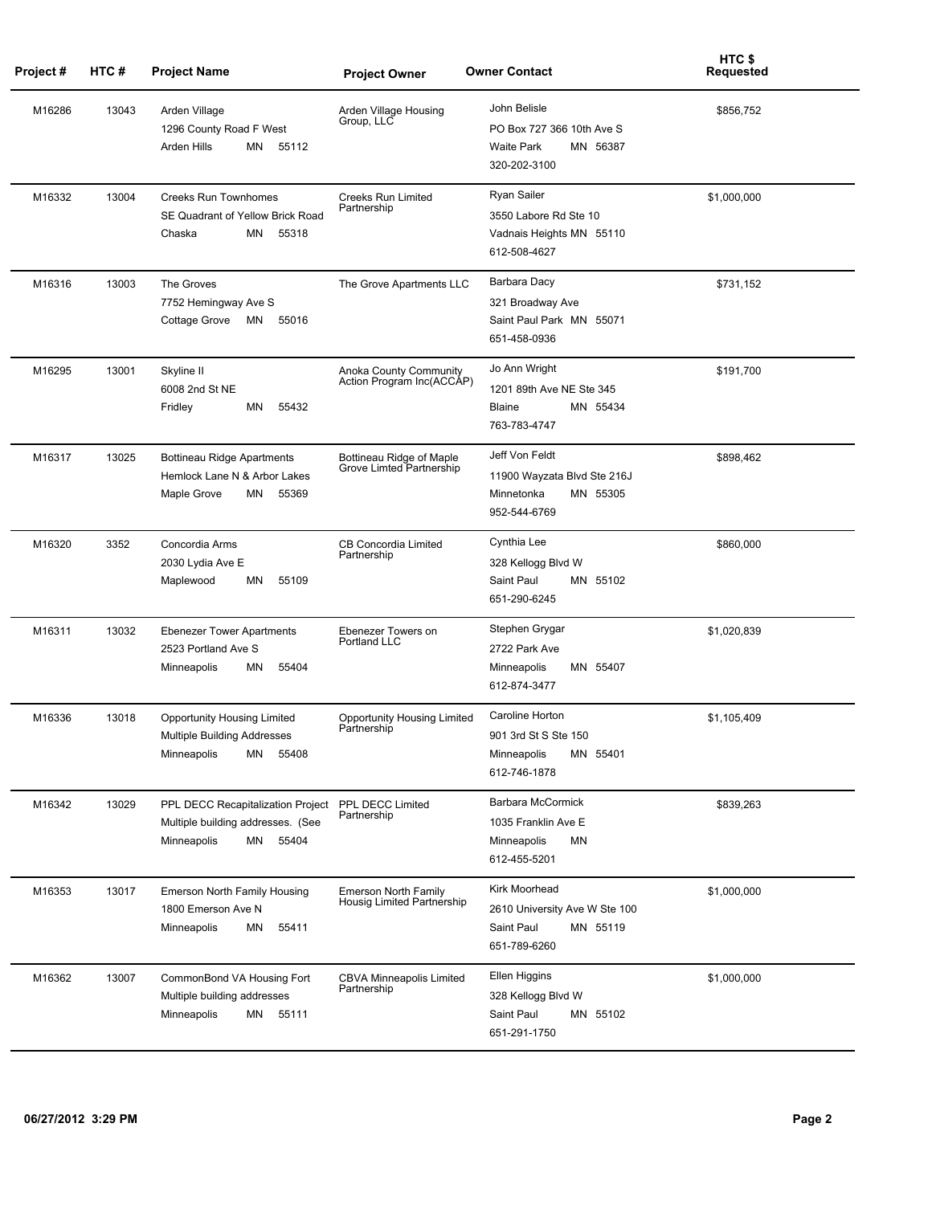| Project # | HTC # | Project Name | Project Owner | Owner Contact | HTC $ Requested |
|---|---|---|---|---|---|
| M16286 | 13043 | Arden Village<br>1296 County Road F West<br>Arden Hills MN 55112 | Arden Village Housing Group, LLC | John Belisle<br>PO Box 727 366 10th Ave S<br>Waite Park MN 56387<br>320-202-3100 | $856,752 |
| M16332 | 13004 | Creeks Run Townhomes<br>SE Quadrant of Yellow Brick Road<br>Chaska MN 55318 | Creeks Run Limited Partnership | Ryan Sailer<br>3550 Labore Rd Ste 10<br>Vadnais Heights MN 55110<br>612-508-4627 | $1,000,000 |
| M16316 | 13003 | The Groves<br>7752 Hemingway Ave S<br>Cottage Grove MN 55016 | The Grove Apartments LLC | Barbara Dacy<br>321 Broadway Ave<br>Saint Paul Park MN 55071<br>651-458-0936 | $731,152 |
| M16295 | 13001 | Skyline II<br>6008 2nd St NE<br>Fridley MN 55432 | Anoka County Community Action Program Inc(ACCAP) | Jo Ann Wright<br>1201 89th Ave NE Ste 345<br>Blaine MN 55434<br>763-783-4747 | $191,700 |
| M16317 | 13025 | Bottineau Ridge Apartments<br>Hemlock Lane N & Arbor Lakes<br>Maple Grove MN 55369 | Bottineau Ridge of Maple Grove Limted Partnership | Jeff Von Feldt<br>11900 Wayzata Blvd Ste 216J<br>Minnetonka MN 55305<br>952-544-6769 | $898,462 |
| M16320 | 3352 | Concordia Arms<br>2030 Lydia Ave E<br>Maplewood MN 55109 | CB Concordia Limited Partnership | Cynthia Lee<br>328 Kellogg Blvd W<br>Saint Paul MN 55102<br>651-290-6245 | $860,000 |
| M16311 | 13032 | Ebenezer Tower Apartments<br>2523 Portland Ave S<br>Minneapolis MN 55404 | Ebenezer Towers on Portland LLC | Stephen Grygar<br>2722 Park Ave<br>Minneapolis MN 55407<br>612-874-3477 | $1,020,839 |
| M16336 | 13018 | Opportunity Housing Limited<br>Multiple Building Addresses<br>Minneapolis MN 55408 | Opportunity Housing Limited Partnership | Caroline Horton<br>901 3rd St S Ste 150<br>Minneapolis MN 55401<br>612-746-1878 | $1,105,409 |
| M16342 | 13029 | PPL DECC Recapitalization Project<br>Multiple building addresses. (See<br>Minneapolis MN 55404 | PPL DECC Limited Partnership | Barbara McCormick<br>1035 Franklin Ave E<br>Minneapolis MN<br>612-455-5201 | $839,263 |
| M16353 | 13017 | Emerson North Family Housing<br>1800 Emerson Ave N<br>Minneapolis MN 55411 | Emerson North Family Housig Limited Partnership | Kirk Moorhead<br>2610 University Ave W Ste 100<br>Saint Paul MN 55119<br>651-789-6260 | $1,000,000 |
| M16362 | 13007 | CommonBond VA Housing Fort<br>Multiple building addresses<br>Minneapolis MN 55111 | CBVA Minneapolis Limited Partnership | Ellen Higgins<br>328 Kellogg Blvd W<br>Saint Paul MN 55102<br>651-291-1750 | $1,000,000 |

06/27/2012 3:29 PM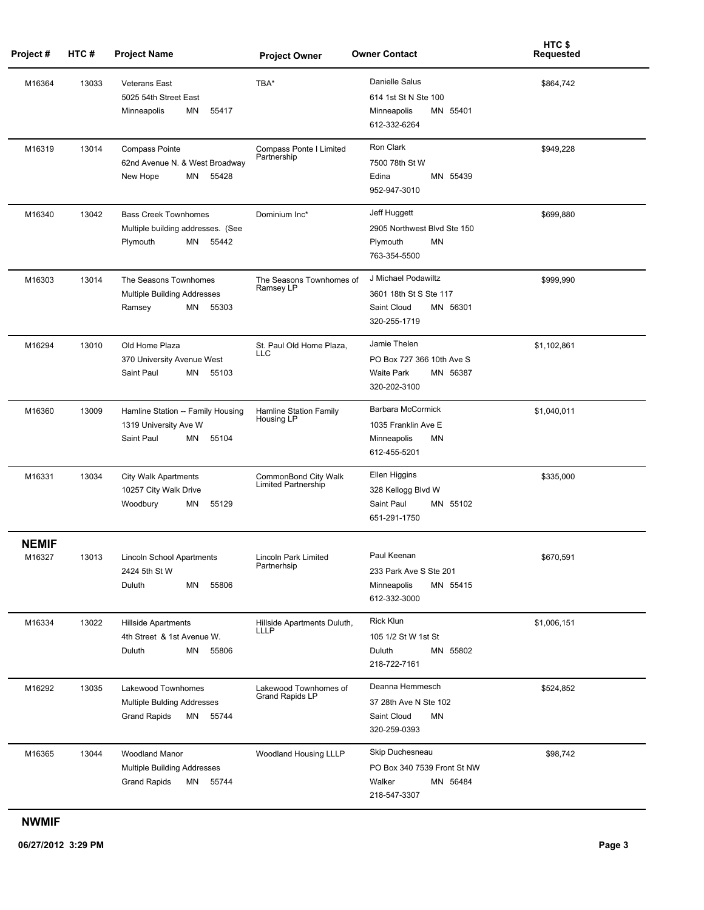| Project # | HTC # | Project Name | Project Owner | Owner Contact | HTC $ Requested |
|---|---|---|---|---|---|
| M16364 | 13033 | Veterans East<br>5025 54th Street East<br>Minneapolis MN 55417 | TBA* | Danielle Salus<br>614 1st St N Ste 100<br>Minneapolis MN 55401<br>612-332-6264 | $864,742 |
| M16319 | 13014 | Compass Pointe<br>62nd Avenue N. & West Broadway<br>New Hope MN 55428 | Compass Ponte I Limited Partnership | Ron Clark<br>7500 78th St W<br>Edina MN 55439<br>952-947-3010 | $949,228 |
| M16340 | 13042 | Bass Creek Townhomes<br>Multiple building addresses. (See<br>Plymouth MN 55442 | Dominium Inc* | Jeff Huggett<br>2905 Northwest Blvd Ste 150<br>Plymouth MN<br>763-354-5500 | $699,880 |
| M16303 | 13014 | The Seasons Townhomes<br>Multiple Building Addresses<br>Ramsey MN 55303 | The Seasons Townhomes of Ramsey LP | J Michael Podawiltz<br>3601 18th St S Ste 117<br>Saint Cloud MN 56301<br>320-255-1719 | $999,990 |
| M16294 | 13010 | Old Home Plaza<br>370 University Avenue West<br>Saint Paul MN 55103 | St. Paul Old Home Plaza, LLC | Jamie Thelen<br>PO Box 727 366 10th Ave S<br>Waite Park MN 56387<br>320-202-3100 | $1,102,861 |
| M16360 | 13009 | Hamline Station -- Family Housing<br>1319 University Ave W<br>Saint Paul MN 55104 | Hamline Station Family Housing LP | Barbara McCormick<br>1035 Franklin Ave E<br>Minneapolis MN<br>612-455-5201 | $1,040,011 |
| M16331 | 13034 | City Walk Apartments<br>10257 City Walk Drive<br>Woodbury MN 55129 | CommonBond City Walk Limited Partnership | Ellen Higgins<br>328 Kellogg Blvd W<br>Saint Paul MN 55102<br>651-291-1750 | $335,000 |
| **NEMIF** | | | | | |
| M16327 | 13013 | Lincoln School Apartments<br>2424 5th St W<br>Duluth MN 55806 | Lincoln Park Limited Partnerhsip | Paul Keenan<br>233 Park Ave S Ste 201<br>Minneapolis MN 55415<br>612-332-3000 | $670,591 |
| M16334 | 13022 | Hillside Apartments<br>4th Street & 1st Avenue W.<br>Duluth MN 55806 | Hillside Apartments Duluth, LLLP | Rick Klun<br>105 1/2 St W 1st St<br>Duluth MN 55802<br>218-722-7161 | $1,006,151 |
| M16292 | 13035 | Lakewood Townhomes<br>Multiple Bulding Addresses<br>Grand Rapids MN 55744 | Lakewood Townhomes of Grand Rapids LP | Deanna Hemmesch<br>37 28th Ave N Ste 102<br>Saint Cloud MN<br>320-259-0393 | $524,852 |
| M16365 | 13044 | Woodland Manor<br>Multiple Building Addresses<br>Grand Rapids MN 55744 | Woodland Housing LLLP | Skip Duchesneau<br>PO Box 340 7539 Front St NW<br>Walker MN 56484<br>218-547-3307 | $98,742 |

**NWMIF**

06/27/2012 3:29 PM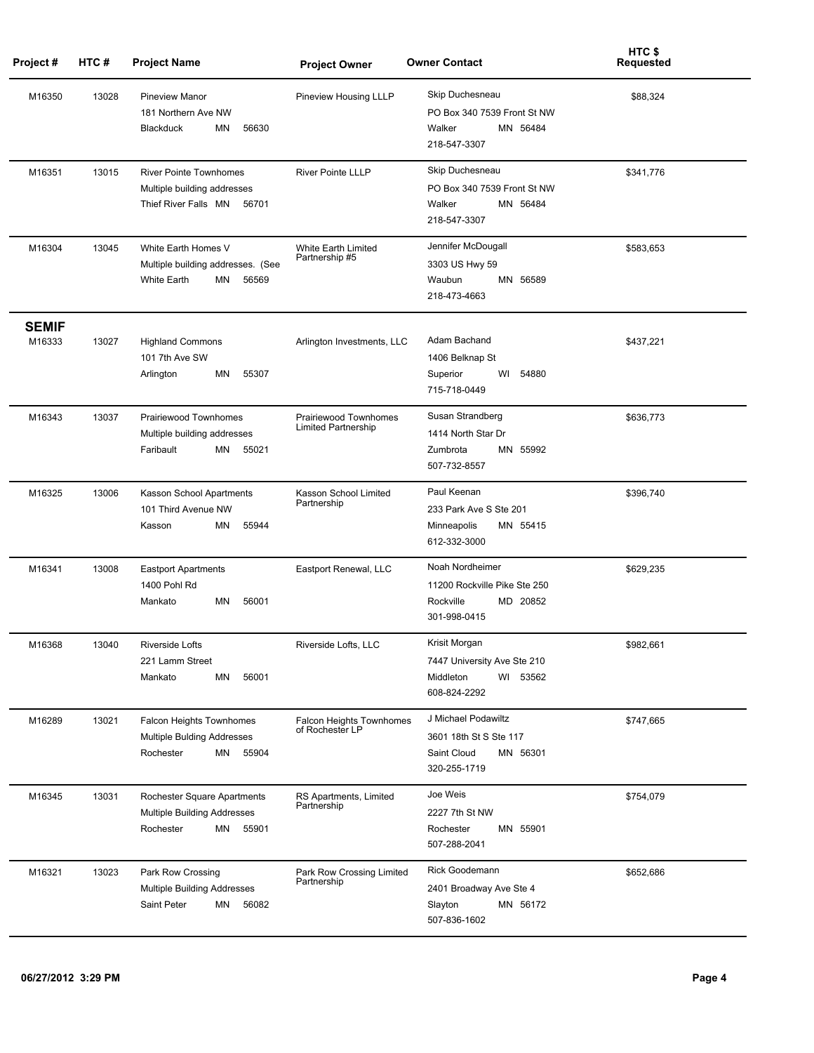| Project # | HTC # | Project Name | Project Owner | Owner Contact | HTC $ Requested |
|---|---|---|---|---|---|
| M16350 | 13028 | Pineview Manor<br>181 Northern Ave NW<br>Blackduck MN 56630 | Pineview Housing LLLP | Skip Duchesneau<br>PO Box 340 7539 Front St NW<br>Walker MN 56484<br>218-547-3307 | $88,324 |
| M16351 | 13015 | River Pointe Townhomes<br>Multiple building addresses<br>Thief River Falls MN 56701 | River Pointe LLLP | Skip Duchesneau<br>PO Box 340 7539 Front St NW<br>Walker MN 56484<br>218-547-3307 | $341,776 |
| M16304 | 13045 | White Earth Homes V<br>Multiple building addresses. (See<br>White Earth MN 56569 | White Earth Limited Partnership #5 | Jennifer McDougall<br>3303 US Hwy 59<br>Waubun MN 56589<br>218-473-4663 | $583,653 |
| **SEMIF** | | | | | |
| M16333 | 13027 | Highland Commons<br>101 7th Ave SW<br>Arlington MN 55307 | Arlington Investments, LLC | Adam Bachand<br>1406 Belknap St<br>Superior WI 54880<br>715-718-0449 | $437,221 |
| M16343 | 13037 | Prairiewood Townhomes<br>Multiple building addresses<br>Faribault MN 55021 | Prairiewood Townhomes Limited Partnership | Susan Strandberg<br>1414 North Star Dr<br>Zumbrota MN 55992<br>507-732-8557 | $636,773 |
| M16325 | 13006 | Kasson School Apartments<br>101 Third Avenue NW<br>Kasson MN 55944 | Kasson School Limited Partnership | Paul Keenan<br>233 Park Ave S Ste 201<br>Minneapolis MN 55415<br>612-332-3000 | $396,740 |
| M16341 | 13008 | Eastport Apartments<br>1400 Pohl Rd<br>Mankato MN 56001 | Eastport Renewal, LLC | Noah Nordheimer<br>11200 Rockville Pike Ste 250<br>Rockville MD 20852<br>301-998-0415 | $629,235 |
| M16368 | 13040 | Riverside Lofts<br>221 Lamm Street<br>Mankato MN 56001 | Riverside Lofts, LLC | Krisit Morgan<br>7447 University Ave Ste 210<br>Middleton WI 53562<br>608-824-2292 | $982,661 |
| M16289 | 13021 | Falcon Heights Townhomes<br>Multiple Bulding Addresses<br>Rochester MN 55904 | Falcon Heights Townhomes of Rochester LP | J Michael Podawiltz<br>3601 18th St S Ste 117<br>Saint Cloud MN 56301<br>320-255-1719 | $747,665 |
| M16345 | 13031 | Rochester Square Apartments<br>Multiple Building Addresses<br>Rochester MN 55901 | RS Apartments, Limited Partnership | Joe Weis<br>2227 7th St NW<br>Rochester MN 55901<br>507-288-2041 | $754,079 |
| M16321 | 13023 | Park Row Crossing<br>Multiple Building Addresses<br>Saint Peter MN 56082 | Park Row Crossing Limited Partnership | Rick Goodemann<br>2401 Broadway Ave Ste 4<br>Slayton MN 56172<br>507-836-1602 | $652,686 |

06/27/2012 3:29 PM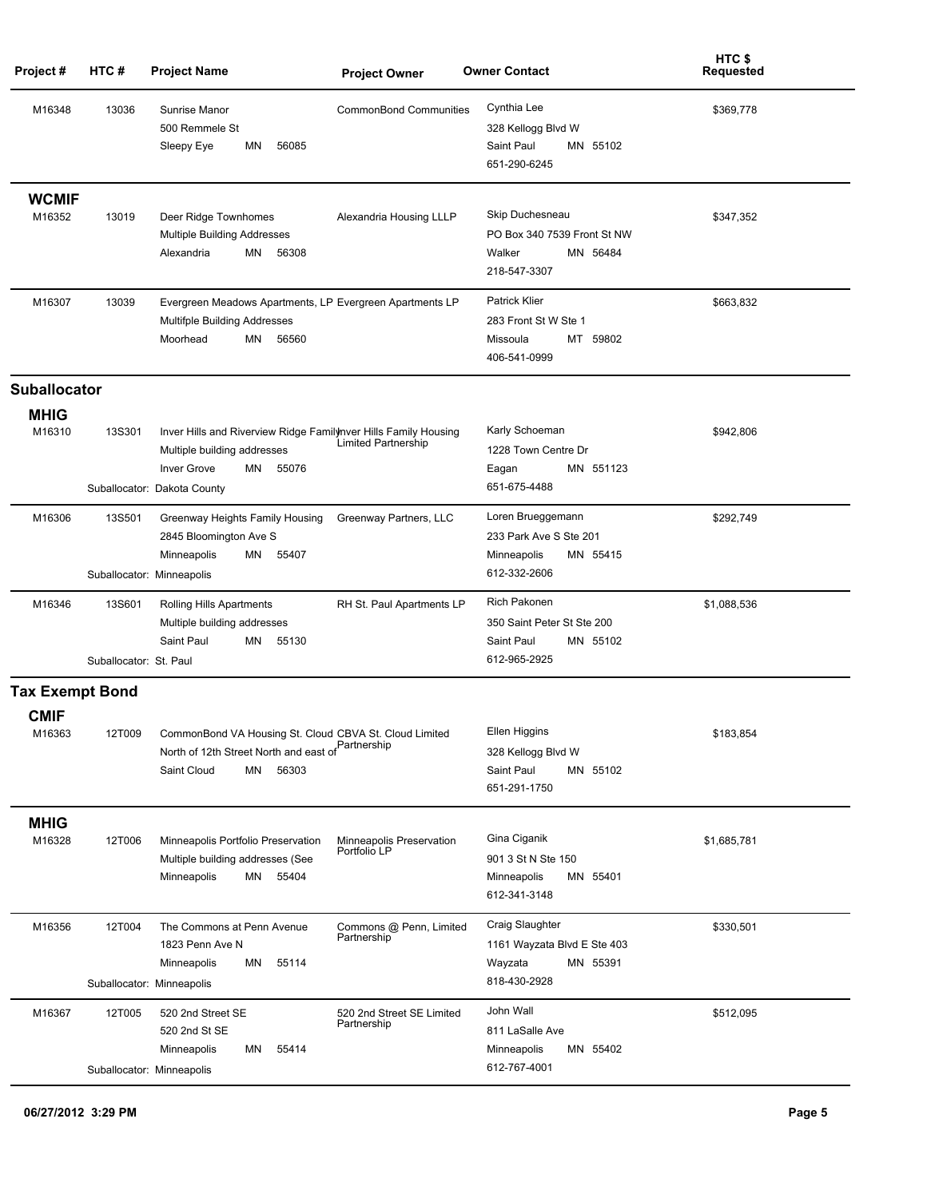| Project # | HTC # | Project Name | Project Owner | Owner Contact | HTC $ Requested |
|---|---|---|---|---|---|
| M16348 | 13036 | Sunrise Manor<br>500 Remmele St<br>Sleepy Eye MN 56085 | CommonBond Communities | Cynthia Lee<br>328 Kellogg Blvd W<br>Saint Paul MN 55102<br>651-290-6245 | $369,778 |
| **WCMIF** | | | | | |
| M16352 | 13019 | Deer Ridge Townhomes<br>Multiple Building Addresses<br>Alexandria MN 56308 | Alexandria Housing LLLP | Skip Duchesneau<br>PO Box 340 7539 Front St NW<br>Walker MN 56484<br>218-547-3307 | $347,352 |
| M16307 | 13039 | Evergreen Meadows Apartments, LP<br>Multifple Building Addresses<br>Moorhead MN 56560 | Evergreen Apartments LP | Patrick Klier<br>283 Front St W Ste 1<br>Missoula MT 59802<br>406-541-0999 | $663,832 |
| **Suballocator** | | | | | |
| **MHIG** | | | | | |
| M16310 | 13S301 | Inver Hills and Riverview Ridge Family<br>Multiple building addresses<br>Inver Grove MN 55076<br>Suballocator: Dakota County | Inver Hills Family Housing Limited Partnership | Karly Schoeman<br>1228 Town Centre Dr<br>Eagan MN 551123<br>651-675-4488 | $942,806 |
| M16306 | 13S501 | Greenway Heights Family Housing<br>2845 Bloomington Ave S<br>Minneapolis MN 55407<br>Suballocator: Minneapolis | Greenway Partners, LLC | Loren Brueggemann<br>233 Park Ave S Ste 201<br>Minneapolis MN 55415<br>612-332-2606 | $292,749 |
| M16346 | 13S601 | Rolling Hills Apartments<br>Multiple building addresses<br>Saint Paul MN 55130<br>Suballocator: St. Paul | RH St. Paul Apartments LP | Rich Pakonen<br>350 Saint Peter St Ste 200<br>Saint Paul MN 55102<br>612-965-2925 | $1,088,536 |
| **Tax Exempt Bond** | | | | | |
| **CMIF** | | | | | |
| M16363 | 12T009 | CommonBond VA Housing St. Cloud<br>North of 12th Street North and east of<br>Saint Cloud MN 56303 | CBVA St. Cloud Limited Partnership | Ellen Higgins<br>328 Kellogg Blvd W<br>Saint Paul MN 55102<br>651-291-1750 | $183,854 |
| **MHIG** | | | | | |
| M16328 | 12T006 | Minneapolis Portfolio Preservation<br>Multiple building addresses (See<br>Minneapolis MN 55404 | Minneapolis Preservation Portfolio LP | Gina Ciganik<br>901 3 St N Ste 150<br>Minneapolis MN 55401<br>612-341-3148 | $1,685,781 |
| M16356 | 12T004 | The Commons at Penn Avenue<br>1823 Penn Ave N<br>Minneapolis MN 55114<br>Suballocator: Minneapolis | Commons @ Penn, Limited Partnership | Craig Slaughter<br>1161 Wayzata Blvd E Ste 403<br>Wayzata MN 55391<br>818-430-2928 | $330,501 |
| M16367 | 12T005 | 520 2nd Street SE<br>520 2nd St SE<br>Minneapolis MN 55414<br>Suballocator: Minneapolis | 520 2nd Street SE Limited Partnership | John Wall<br>811 LaSalle Ave<br>Minneapolis MN 55402<br>612-767-4001 | $512,095 |

06/27/2012 3:29 PM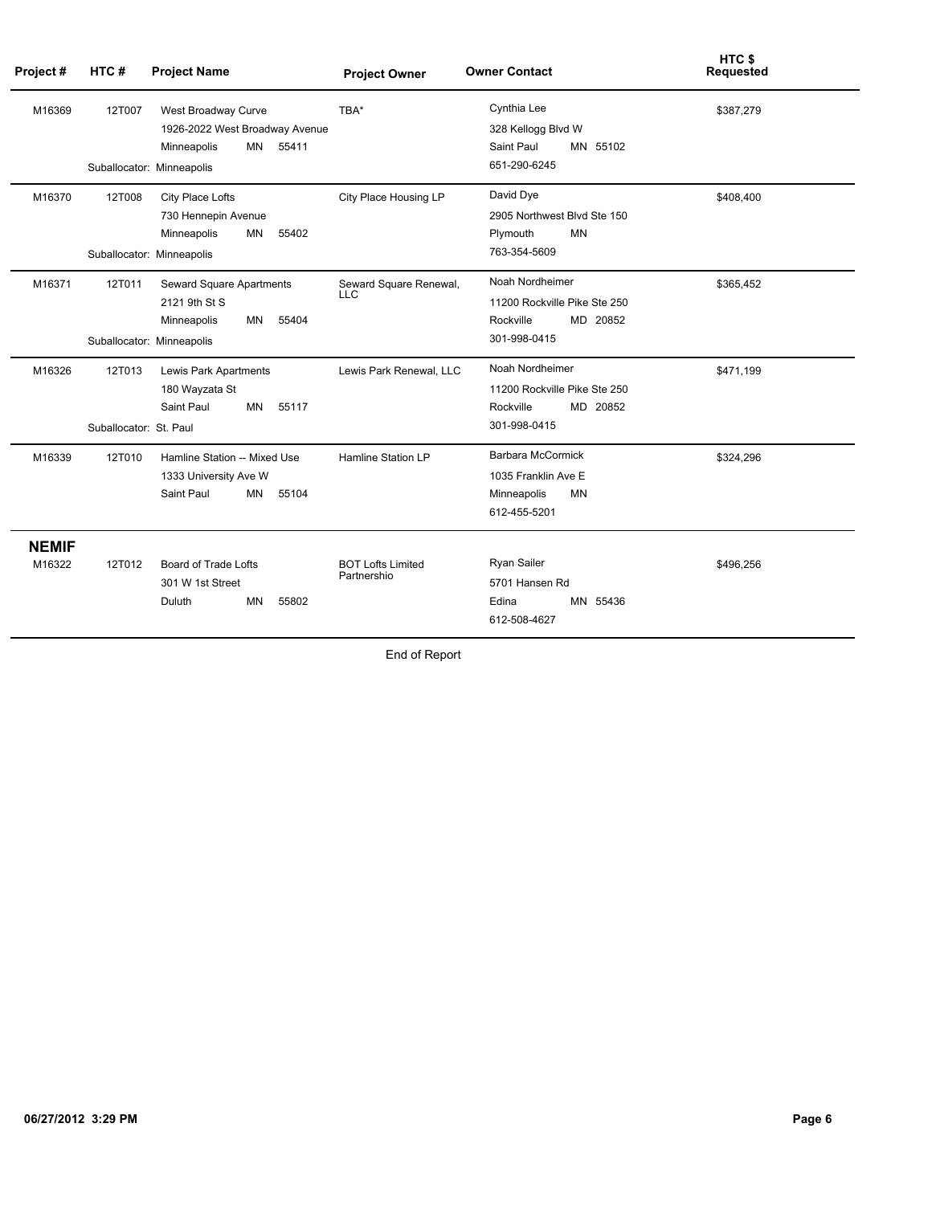| Project # | HTC # | Project Name | Project Owner | Owner Contact | HTC $ Requested |
|---|---|---|---|---|---|
| M16369 | 12T007 | West Broadway Curve<br>1926-2022 West Broadway Avenue<br>Minneapolis MN 55411<br>Suballocator: Minneapolis | TBA* | Cynthia Lee<br>328 Kellogg Blvd W<br>Saint Paul MN 55102<br>651-290-6245 | $387,279 |
| M16370 | 12T008 | City Place Lofts<br>730 Hennepin Avenue<br>Minneapolis MN 55402<br>Suballocator: Minneapolis | City Place Housing LP | David Dye<br>2905 Northwest Blvd Ste 150<br>Plymouth MN<br>763-354-5609 | $408,400 |
| M16371 | 12T011 | Seward Square Apartments<br>2121 9th St S<br>Minneapolis MN 55404<br>Suballocator: Minneapolis | Seward Square Renewal, LLC | Noah Nordheimer<br>11200 Rockville Pike Ste 250<br>Rockville MD 20852<br>301-998-0415 | $365,452 |
| M16326 | 12T013 | Lewis Park Apartments<br>180 Wayzata St<br>Saint Paul MN 55117<br>Suballocator: St. Paul | Lewis Park Renewal, LLC | Noah Nordheimer<br>11200 Rockville Pike Ste 250<br>Rockville MD 20852<br>301-998-0415 | $471,199 |
| M16339 | 12T010 | Hamline Station -- Mixed Use<br>1333 University Ave W<br>Saint Paul MN 55104 | Hamline Station LP | Barbara McCormick<br>1035 Franklin Ave E<br>Minneapolis MN<br>612-455-5201 | $324,296 |
| **NEMIF** | | | | | |
| M16322 | 12T012 | Board of Trade Lofts<br>301 W 1st Street<br>Duluth MN 55802 | BOT Lofts Limited Partnershio | Ryan Sailer<br>5701 Hansen Rd<br>Edina MN 55436<br>612-508-4627 | $496,256 |

End of Report

06/27/2012 3:29 PM